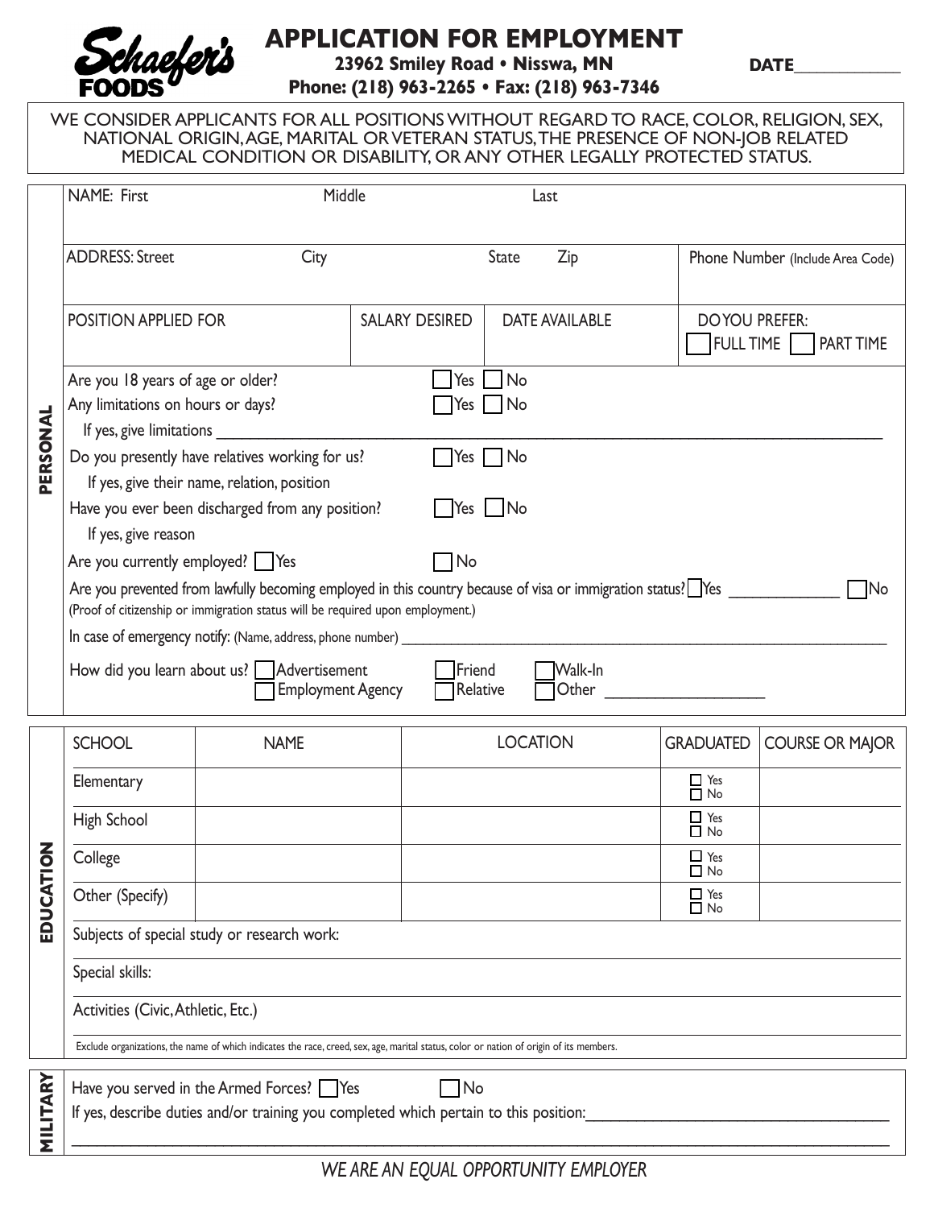**Schaefer's FOODS**

# APPLICATION FOR EMPLOYMENT

**23962 Smiley Road • Nisswa, MN**

**Phone: (218) 963-2265 • Fax: (218) 963-7346**

**DATE**\_\_\_\_\_\_\_\_\_\_\_\_

WE CONSIDER APPLICANTS FOR ALL POSITIONS WITHOUT REGARD TO RACE, COLOR, RELIGION, SEX, NATIONAL ORIGIN, AGE, MARITAL OR VETERAN STATUS, THE PRESENCE OF NON-JOB RELATED MEDICAL CONDITION OR DISABILITY, OR ANY OTHER LEGALLY PROTECTED STATUS.

## PERSONAL

| NAME: First | Middle | Last | |
|---|---|---|---|
| | | | |

| ADDRESS: Street | City | State | Zip | Phone Number (Include Area Code) |
|---|---|---|---|---|
| | | | | |

| POSITION APPLIED FOR | SALARY DESIRED | DATE AVAILABLE | DO YOU PREFER: ☐ FULL TIME ☐ PART TIME |
|---|---|---|---|
| | | | |

Are you 18 years of age or older? ☐ Yes ☐ No

Any limitations on hours or days? ☐ Yes ☐ No

If yes, give limitations \_\_\_\_\_\_\_\_\_\_\_\_\_\_\_\_\_\_\_\_\_\_\_\_\_\_\_\_\_\_\_\_\_\_\_\_\_\_\_\_

Do you presently have relatives working for us? ☐ Yes ☐ No

If yes, give their name, relation, position

Have you ever been discharged from any position? ☐ Yes ☐ No

If yes, give reason

Are you currently employed? ☐ Yes ☐ No

Are you prevented from lawfully becoming employed in this country because of visa or immigration status? ☐ Yes \_\_\_\_\_\_\_\_\_\_\_\_ ☐ No

(Proof of citizenship or immigration status will be required upon employment.)

In case of emergency notify: (Name, address, phone number) \_\_\_\_\_\_\_\_\_\_\_\_\_\_\_\_\_\_\_\_\_\_\_\_\_\_\_\_\_\_\_\_\_\_\_\_\_\_\_\_

How did you learn about us? ☐ Advertisement ☐ Employment Agency ☐ Friend ☐ Relative ☐ Walk-In ☐ Other \_\_\_\_\_\_\_\_\_\_\_\_\_\_\_\_\_\_

## EDUCATION

| SCHOOL | NAME | LOCATION | GRADUATED | COURSE OR MAJOR |
|---|---|---|---|---|
| Elementary | | | ☐ Yes ☐ No | |
| High School | | | ☐ Yes ☐ No | |
| College | | | ☐ Yes ☐ No | |
| Other (Specify) | | | ☐ Yes ☐ No | |

Subjects of special study or research work:

Special skills:

Activities (Civic, Athletic, Etc.)

Exclude organizations, the name of which indicates the race, creed, sex, age, marital status, color or nation of origin of its members.

## MILITARY

Have you served in the Armed Forces? ☐ Yes ☐ No

If yes, describe duties and/or training you completed which pertain to this position: \_\_\_\_\_\_\_\_\_\_\_\_\_\_\_\_\_\_\_\_\_\_\_\_\_\_\_\_\_\_\_\_\_\_\_\_

\_\_\_\_\_\_\_\_\_\_\_\_\_\_\_\_\_\_\_\_\_\_\_\_\_\_\_\_\_\_\_\_\_\_\_\_\_\_\_\_\_\_\_\_\_\_\_\_\_\_\_\_\_\_\_\_\_\_\_\_\_\_\_\_\_\_\_\_\_\_\_\_\_\_\_\_\_\_\_\_\_\_

*WE ARE AN EQUAL OPPORTUNITY EMPLOYER*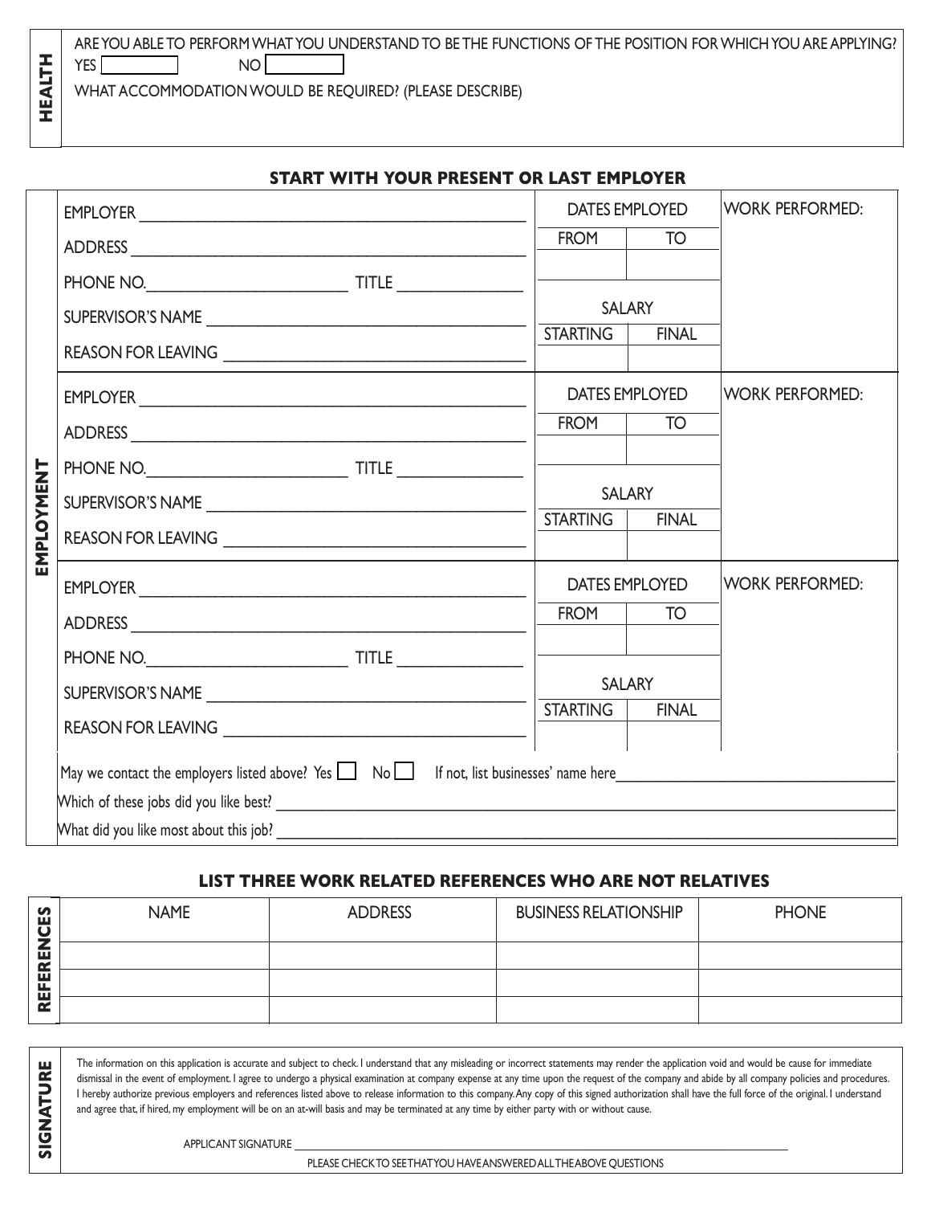## HEALTH

ARE YOU ABLE TO PERFORM WHAT YOU UNDERSTAND TO BE THE FUNCTIONS OF THE POSITION FOR WHICH YOU ARE APPLYING?

YES ☐ NO ☐

WHAT ACCOMMODATION WOULD BE REQUIRED? (PLEASE DESCRIBE)

## EMPLOYMENT

### START WITH YOUR PRESENT OR LAST EMPLOYER

EMPLOYER ______________________________________________

ADDRESS ______________________________________________

PHONE NO. ______________________ TITLE ______________

SUPERVISOR'S NAME ___________________________________

REASON FOR LEAVING ___________________________________

| DATES EMPLOYED | | WORK PERFORMED: |
|---|---|---|
| FROM | TO | |
| | | |
| SALARY | | |
| STARTING | FINAL | |
| | | |

EMPLOYER ______________________________________________

ADDRESS ______________________________________________

PHONE NO. ______________________ TITLE ______________

SUPERVISOR'S NAME ___________________________________

REASON FOR LEAVING ___________________________________

| DATES EMPLOYED | | WORK PERFORMED: |
|---|---|---|
| FROM | TO | |
| | | |
| SALARY | | |
| STARTING | FINAL | |
| | | |

EMPLOYER ______________________________________________

ADDRESS ______________________________________________

PHONE NO. ______________________ TITLE ______________

SUPERVISOR'S NAME ___________________________________

REASON FOR LEAVING ___________________________________

| DATES EMPLOYED | | WORK PERFORMED: |
|---|---|---|
| FROM | TO | |
| | | |
| SALARY | | |
| STARTING | FINAL | |
| | | |

May we contact the employers listed above? Yes ☐ No ☐ If not, list businesses' name here ______________________________

Which of these jobs did you like best? ______________________________________________

What did you like most about this job? ______________________________________________

## REFERENCES

### LIST THREE WORK RELATED REFERENCES WHO ARE NOT RELATIVES

| NAME | ADDRESS | BUSINESS RELATIONSHIP | PHONE |
|---|---|---|---|
| | | | |
| | | | |
| | | | |

## SIGNATURE

The information on this application is accurate and subject to check. I understand that any misleading or incorrect statements may render the application void and would be cause for immediate dismissal in the event of employment. I agree to undergo a physical examination at company expense at any time upon the request of the company and abide by all company policies and procedures. I hereby authorize previous employers and references listed above to release information to this company. Any copy of this signed authorization shall have the full force of the original. I understand and agree that, if hired, my employment will be on an at-will basis and may be terminated at any time by either party with or without cause.

APPLICANT SIGNATURE ______________________________________________

PLEASE CHECK TO SEE THAT YOU HAVE ANSWERED ALL THE ABOVE QUESTIONS